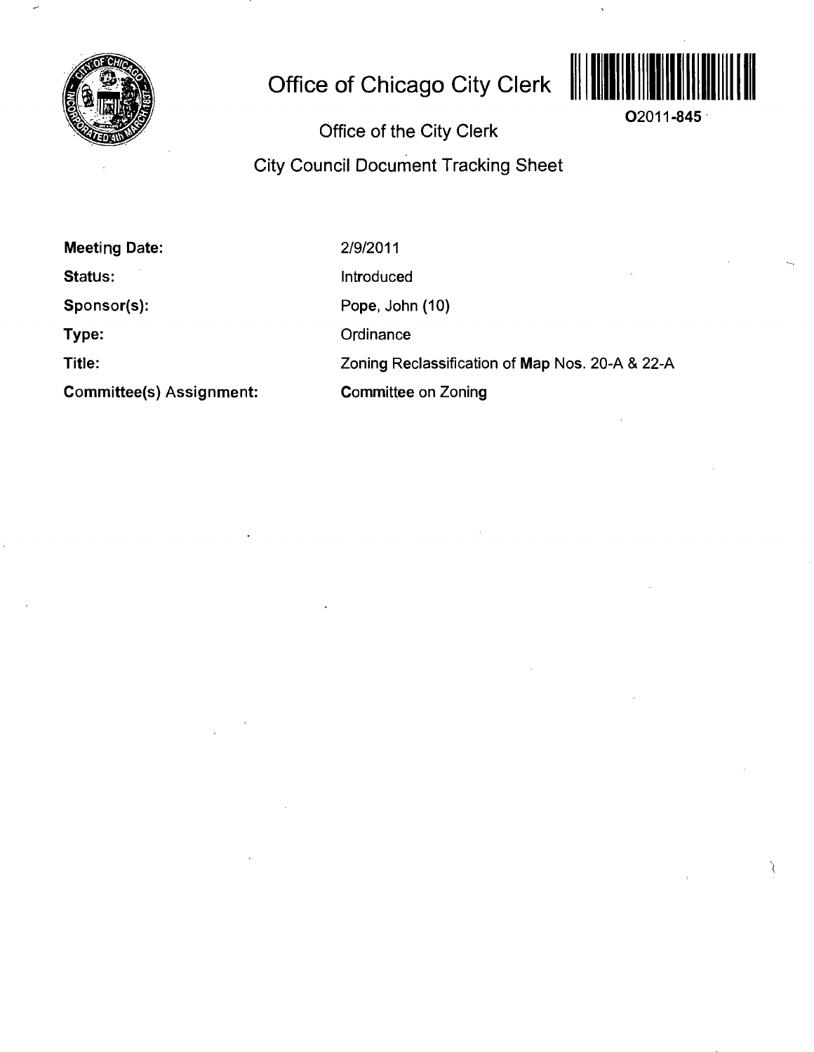# Office of Chicago City Clerk

O2011-845

## Office of the City Clerk

## City Council Document Tracking Sheet

| | |
|---|---|
| **Meeting Date:** | 2/9/2011 |
| **Status:** | Introduced |
| **Sponsor(s):** | Pope, John (10) |
| **Type:** | Ordinance |
| **Title:** | Zoning Reclassification of Map Nos. 20-A & 22-A |
| **Committee(s) Assignment:** | Committee on Zoning |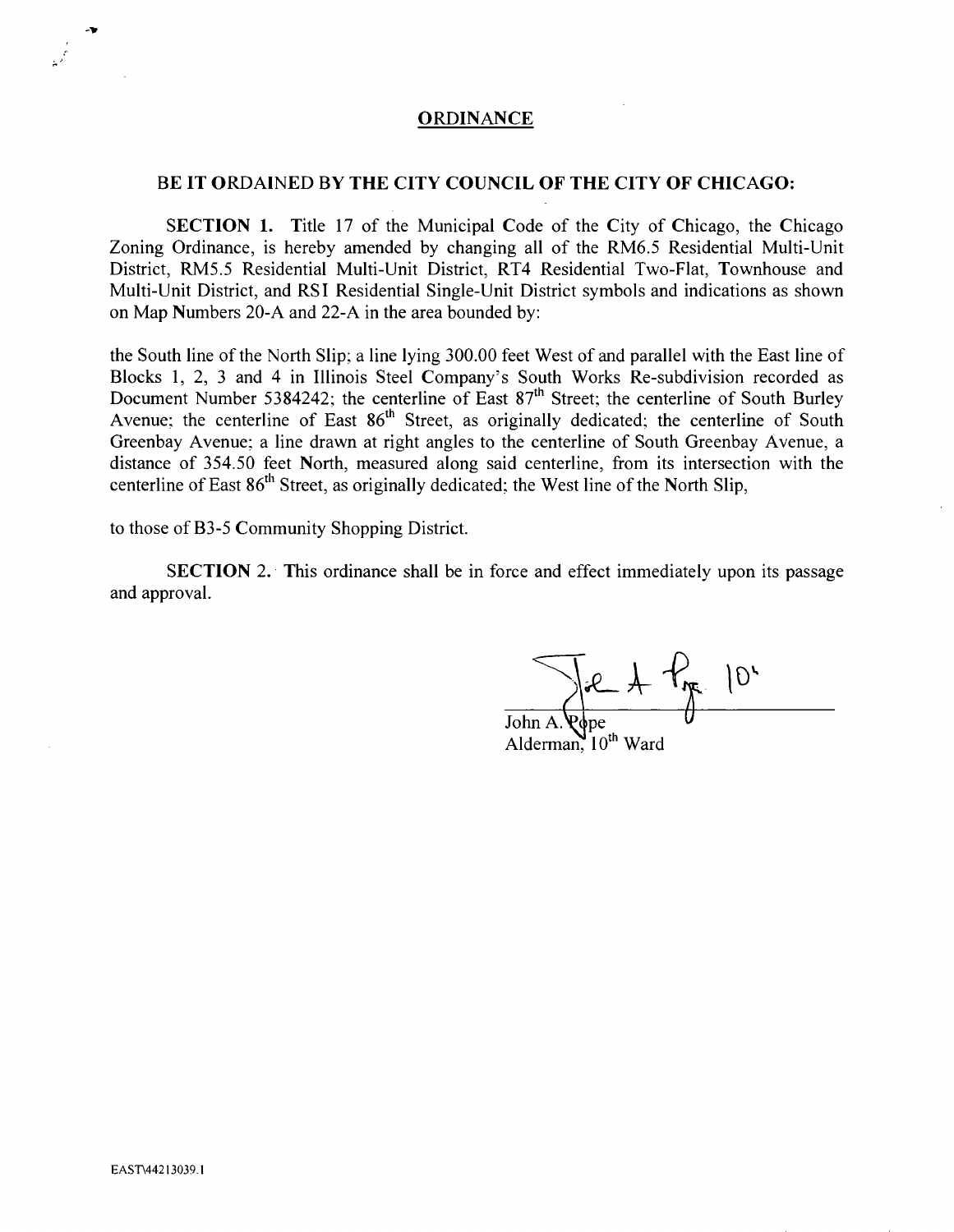## ORDINANCE

**BE IT ORDAINED BY THE CITY COUNCIL OF THE CITY OF CHICAGO:**

**SECTION 1.** Title 17 of the Municipal Code of the City of Chicago, the Chicago Zoning Ordinance, is hereby amended by changing all of the RM6.5 Residential Multi-Unit District, RM5.5 Residential Multi-Unit District, RT4 Residential Two-Flat, Townhouse and Multi-Unit District, and RS1 Residential Single-Unit District symbols and indications as shown on Map Numbers 20-A and 22-A in the area bounded by:

the South line of the North Slip; a line lying 300.00 feet West of and parallel with the East line of Blocks 1, 2, 3 and 4 in Illinois Steel Company's South Works Re-subdivision recorded as Document Number 5384242; the centerline of East 87th Street; the centerline of South Burley Avenue; the centerline of East 86th Street, as originally dedicated; the centerline of South Greenbay Avenue; a line drawn at right angles to the centerline of South Greenbay Avenue, a distance of 354.50 feet North, measured along said centerline, from its intersection with the centerline of East 86th Street, as originally dedicated; the West line of the North Slip,

to those of B3-5 Community Shopping District.

**SECTION 2.** This ordinance shall be in force and effect immediately upon its passage and approval.

John A. Pope
Alderman, 10th Ward

EAST\44213039.1